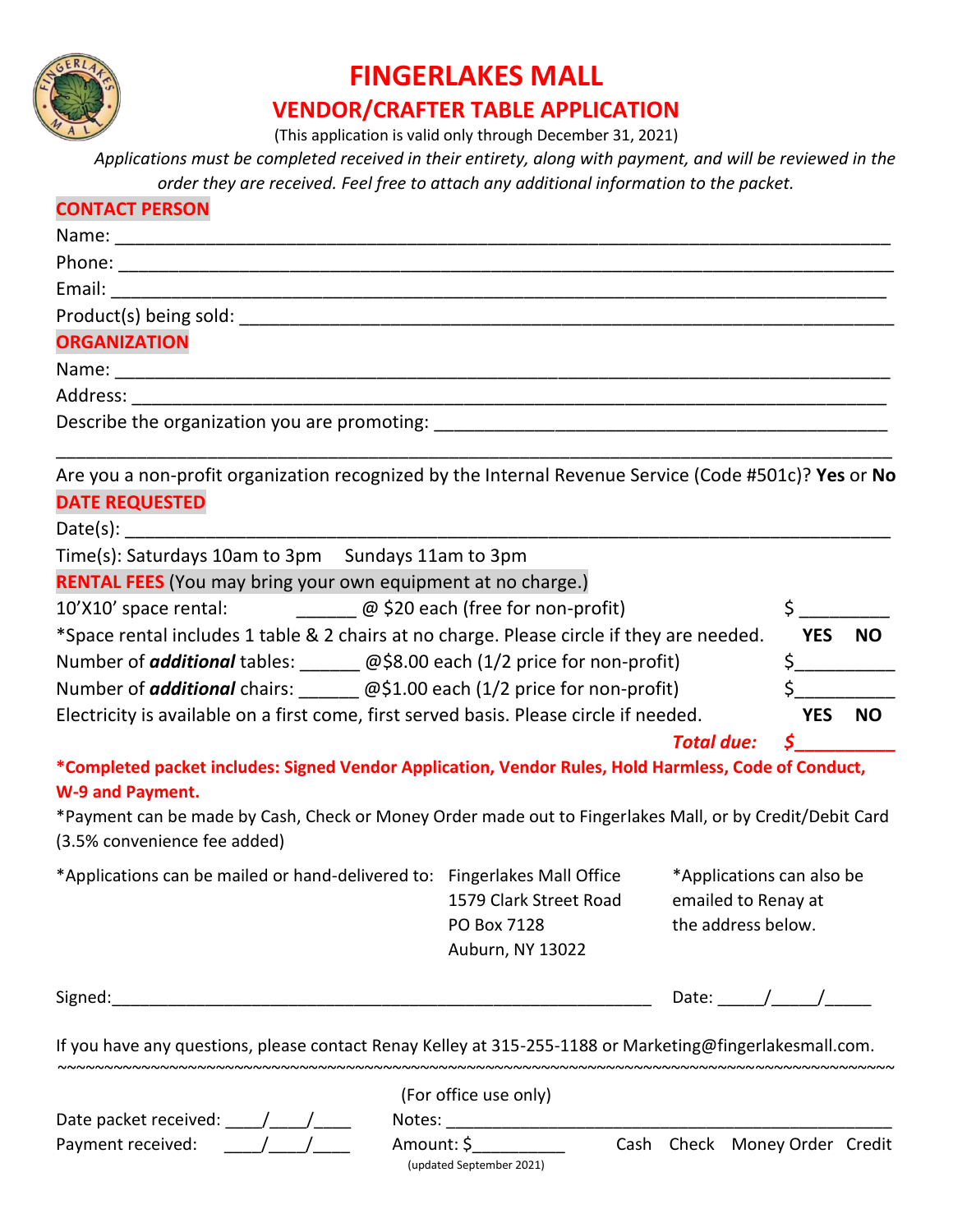# FINGERLAKES MALL

## VENDOR/CRAFTER TABLE APPLICATION

(This application is valid only through December 31, 2021)

*Applications must be completed received in their entirety, along with payment, and will be reviewed in the order they are received. Feel free to attach any additional information to the packet.*

### CONTACT PERSON

Name: ___________________________________________________________________________

Phone: ___________________________________________________________________________

Email: ___________________________________________________________________________

Product(s) being sold: ______________________________________________________________

### ORGANIZATION

Name: ___________________________________________________________________________

Address: _________________________________________________________________________

Describe the organization you are promoting: _____________________________________________

_______________________________________________________________________________

Are you a non-profit organization recognized by the Internal Revenue Service (Code #501c)? **Yes** or **No**

### DATE REQUESTED

Date(s): __________________________________________________________________________

Time(s): Saturdays 10am to 3pm  Sundays 11am to 3pm

### RENTAL FEES (You may bring your own equipment at no charge.)

10'X10' space rental: ______ @ $20 each (free for non-profit) $ _________

*Space rental includes 1 table & 2 chairs at no charge. Please circle if they are needed. **YES** **NO**

Number of ***additional*** tables: ______ @$8.00 each (1/2 price for non-profit) $__________

Number of ***additional*** chairs: ______ @$1.00 each (1/2 price for non-profit) $__________

Electricity is available on a first come, first served basis. Please circle if needed. **YES** **NO**

***Total due:*** **$__________**

**\*Completed packet includes: Signed Vendor Application, Vendor Rules, Hold Harmless, Code of Conduct, W-9 and Payment.**

*Payment can be made by Cash, Check or Money Order made out to Fingerlakes Mall, or by Credit/Debit Card (3.5% convenience fee added)

*Applications can be mailed or hand-delivered to:

Fingerlakes Mall Office
1579 Clark Street Road
PO Box 7128
Auburn, NY 13022

*Applications can also be emailed to Renay at the address below.

Signed:_______________________________________________________ Date: _____/_____/_____

If you have any questions, please contact Renay Kelley at 315-255-1188 or Marketing@fingerlakesmall.com.

~~~~~~~~~~~~~~~~~~~~~~~~~~~~~~~~~~~~~~~~~~~~~~~~~~~~~~~~~~~~~~~~~~~~~~~~~~~~~~~~~~~~~~~~~~~

(For office use only)

Date packet received: ____/____/____  Notes: ______________________________________________

Payment received: ____/____/____  Amount: $__________  Cash  Check  Money Order  Credit

(updated September 2021)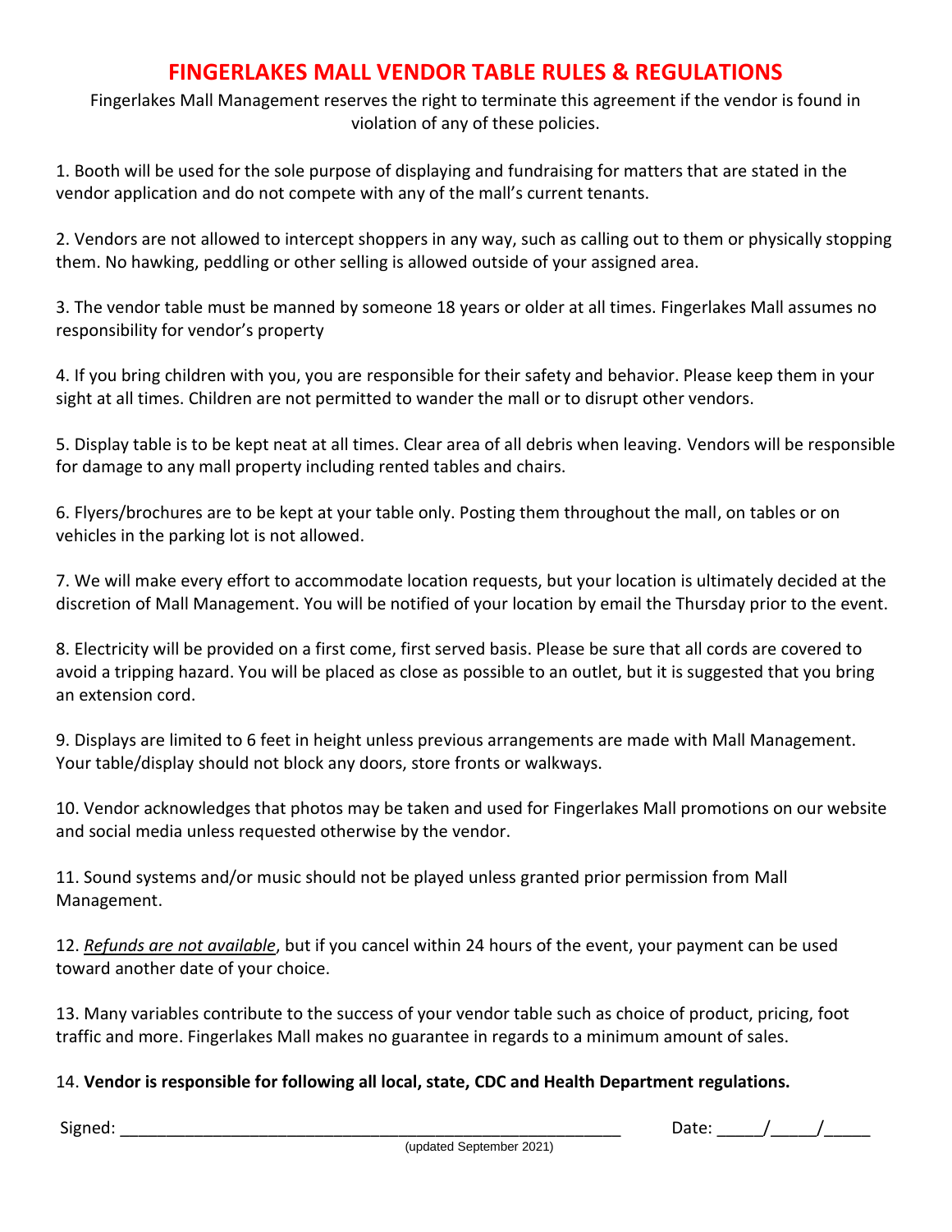# FINGERLAKES MALL VENDOR TABLE RULES & REGULATIONS

Fingerlakes Mall Management reserves the right to terminate this agreement if the vendor is found in violation of any of these policies.

1. Booth will be used for the sole purpose of displaying and fundraising for matters that are stated in the vendor application and do not compete with any of the mall's current tenants.

2. Vendors are not allowed to intercept shoppers in any way, such as calling out to them or physically stopping them. No hawking, peddling or other selling is allowed outside of your assigned area.

3. The vendor table must be manned by someone 18 years or older at all times. Fingerlakes Mall assumes no responsibility for vendor's property

4. If you bring children with you, you are responsible for their safety and behavior. Please keep them in your sight at all times. Children are not permitted to wander the mall or to disrupt other vendors.

5. Display table is to be kept neat at all times. Clear area of all debris when leaving. Vendors will be responsible for damage to any mall property including rented tables and chairs.

6. Flyers/brochures are to be kept at your table only. Posting them throughout the mall, on tables or on vehicles in the parking lot is not allowed.

7. We will make every effort to accommodate location requests, but your location is ultimately decided at the discretion of Mall Management. You will be notified of your location by email the Thursday prior to the event.

8. Electricity will be provided on a first come, first served basis. Please be sure that all cords are covered to avoid a tripping hazard. You will be placed as close as possible to an outlet, but it is suggested that you bring an extension cord.

9. Displays are limited to 6 feet in height unless previous arrangements are made with Mall Management. Your table/display should not block any doors, store fronts or walkways.

10. Vendor acknowledges that photos may be taken and used for Fingerlakes Mall promotions on our website and social media unless requested otherwise by the vendor.

11. Sound systems and/or music should not be played unless granted prior permission from Mall Management.

12. *Refunds are not available*, but if you cancel within 24 hours of the event, your payment can be used toward another date of your choice.

13. Many variables contribute to the success of your vendor table such as choice of product, pricing, foot traffic and more. Fingerlakes Mall makes no guarantee in regards to a minimum amount of sales.

14. **Vendor is responsible for following all local, state, CDC and Health Department regulations.**

Signed: _______________________________________________________ Date: _____/_____/_____

(updated September 2021)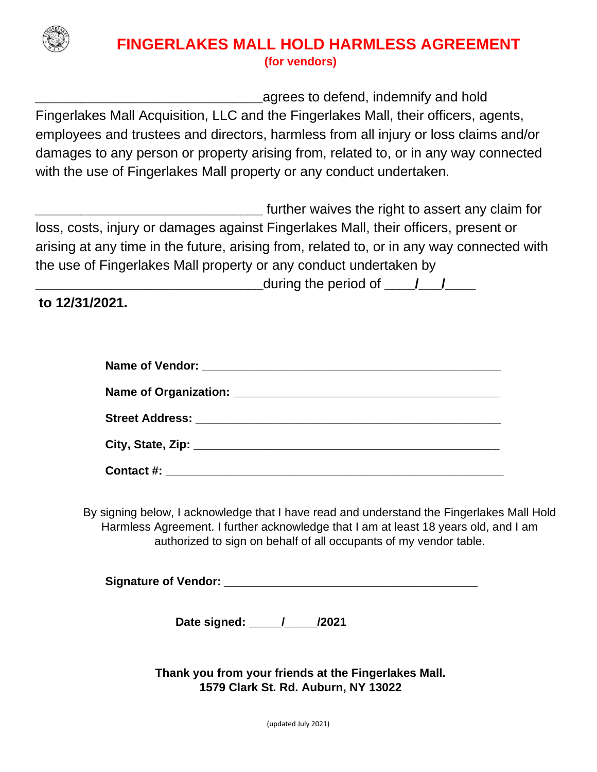# FINGERLAKES MALL HOLD HARMLESS AGREEMENT

**(for vendors)**

______________________________agrees to defend, indemnify and hold Fingerlakes Mall Acquisition, LLC and the Fingerlakes Mall, their officers, agents, employees and trustees and directors, harmless from all injury or loss claims and/or damages to any person or property arising from, related to, or in any way connected with the use of Fingerlakes Mall property or any conduct undertaken.

______________________________ further waives the right to assert any claim for loss, costs, injury or damages against Fingerlakes Mall, their officers, present or arising at any time in the future, arising from, related to, or in any way connected with the use of Fingerlakes Mall property or any conduct undertaken by ______________________________during the period of ____/___/____ **to 12/31/2021.**

**Name of Vendor:** ____________________________________________

**Name of Organization:** ________________________________________

**Street Address:** ______________________________________________

**City, State, Zip:** _____________________________________________

**Contact #:** __________________________________________________

By signing below, I acknowledge that I have read and understand the Fingerlakes Mall Hold Harmless Agreement. I further acknowledge that I am at least 18 years old, and I am authorized to sign on behalf of all occupants of my vendor table.

**Signature of Vendor:** ______________________________________

**Date signed: _____/_____/2021**

**Thank you from your friends at the Fingerlakes Mall.**
**1579 Clark St. Rd. Auburn, NY 13022**

(updated July 2021)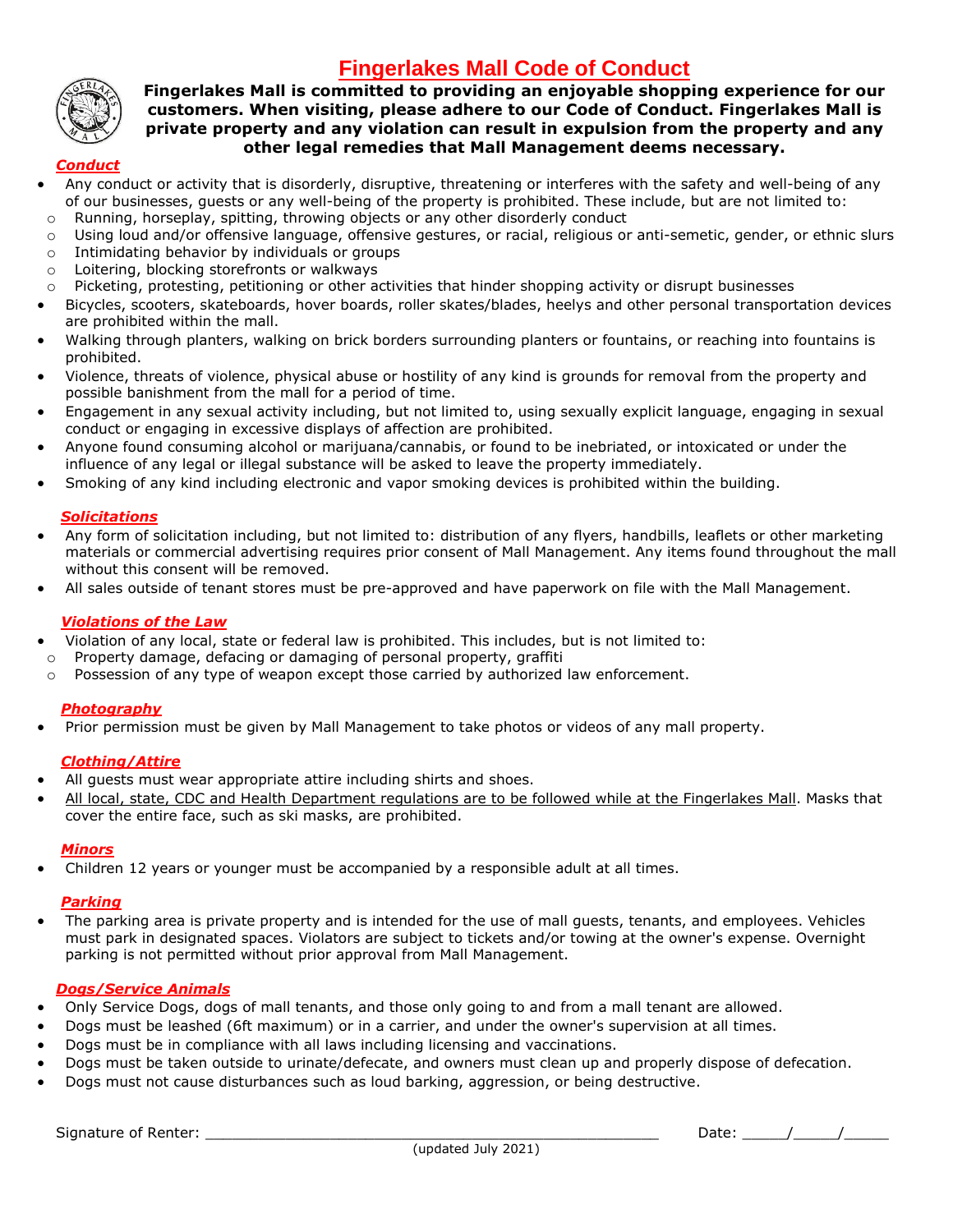# Fingerlakes Mall Code of Conduct

**Fingerlakes Mall is committed to providing an enjoyable shopping experience for our customers. When visiting, please adhere to our Code of Conduct. Fingerlakes Mall is private property and any violation can result in expulsion from the property and any other legal remedies that Mall Management deems necessary.**

### ***Conduct***

- Any conduct or activity that is disorderly, disruptive, threatening or interferes with the safety and well-being of any of our businesses, guests or any well-being of the property is prohibited. These include, but are not limited to:
  - Running, horseplay, spitting, throwing objects or any other disorderly conduct
  - Using loud and/or offensive language, offensive gestures, or racial, religious or anti-semetic, gender, or ethnic slurs
  - Intimidating behavior by individuals or groups
  - Loitering, blocking storefronts or walkways
  - Picketing, protesting, petitioning or other activities that hinder shopping activity or disrupt businesses
- Bicycles, scooters, skateboards, hover boards, roller skates/blades, heelys and other personal transportation devices are prohibited within the mall.
- Walking through planters, walking on brick borders surrounding planters or fountains, or reaching into fountains is prohibited.
- Violence, threats of violence, physical abuse or hostility of any kind is grounds for removal from the property and possible banishment from the mall for a period of time.
- Engagement in any sexual activity including, but not limited to, using sexually explicit language, engaging in sexual conduct or engaging in excessive displays of affection are prohibited.
- Anyone found consuming alcohol or marijuana/cannabis, or found to be inebriated, or intoxicated or under the influence of any legal or illegal substance will be asked to leave the property immediately.
- Smoking of any kind including electronic and vapor smoking devices is prohibited within the building.

### ***Solicitations***

- Any form of solicitation including, but not limited to: distribution of any flyers, handbills, leaflets or other marketing materials or commercial advertising requires prior consent of Mall Management. Any items found throughout the mall without this consent will be removed.
- All sales outside of tenant stores must be pre-approved and have paperwork on file with the Mall Management.

### ***Violations of the Law***

- Violation of any local, state or federal law is prohibited. This includes, but is not limited to:
  - Property damage, defacing or damaging of personal property, graffiti
  - Possession of any type of weapon except those carried by authorized law enforcement.

### ***Photography***

- Prior permission must be given by Mall Management to take photos or videos of any mall property.

### ***Clothing/Attire***

- All guests must wear appropriate attire including shirts and shoes.
- All local, state, CDC and Health Department regulations are to be followed while at the Fingerlakes Mall. Masks that cover the entire face, such as ski masks, are prohibited.

### ***Minors***

- Children 12 years or younger must be accompanied by a responsible adult at all times.

### ***Parking***

- The parking area is private property and is intended for the use of mall guests, tenants, and employees. Vehicles must park in designated spaces. Violators are subject to tickets and/or towing at the owner's expense. Overnight parking is not permitted without prior approval from Mall Management.

### ***Dogs/Service Animals***

- Only Service Dogs, dogs of mall tenants, and those only going to and from a mall tenant are allowed.
- Dogs must be leashed (6ft maximum) or in a carrier, and under the owner's supervision at all times.
- Dogs must be in compliance with all laws including licensing and vaccinations.
- Dogs must be taken outside to urinate/defecate, and owners must clean up and properly dispose of defecation.
- Dogs must not cause disturbances such as loud barking, aggression, or being destructive.

Signature of Renter: ______________________________________________ Date: _____/_____/_____

(updated July 2021)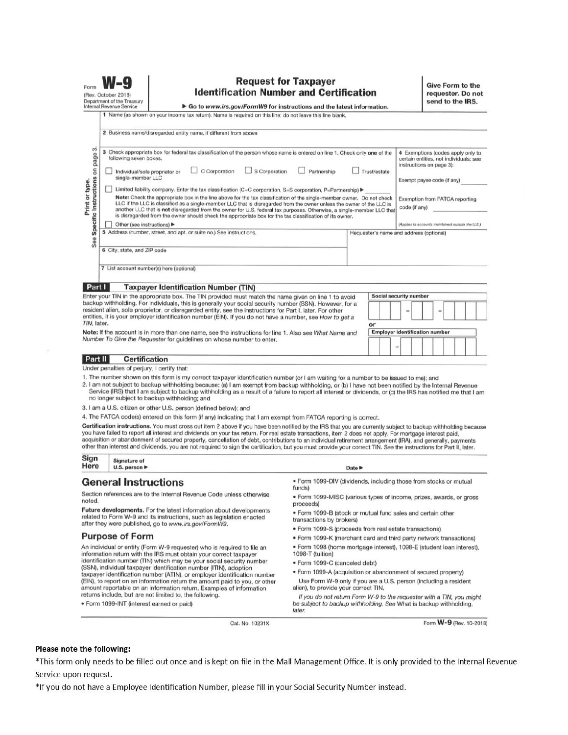Form **W-9**
(Rev. October 2018)
Department of the Treasury
Internal Revenue Service

# Request for Taxpayer Identification Number and Certification

▶ Go to *www.irs.gov/FormW9* for instructions and the latest information.

**Give Form to the requester. Do not send to the IRS.**

Print or type. See **Specific Instructions** on page 3.

1 Name (as shown on your income tax return). Name is required on this line; do not leave this line blank.

2 Business name/disregarded entity name, if different from above

3 Check appropriate box for federal tax classification of the person whose name is entered on line 1. Check only **one** of the following seven boxes.

☐ Individual/sole proprietor or single-member LLC ☐ C Corporation ☐ S Corporation ☐ Partnership ☐ Trust/estate

☐ Limited liability company. Enter the tax classification (C=C corporation, S=S corporation, P=Partnership) ▶

**Note:** Check the appropriate box in the line above for the tax classification of the single-member owner. Do not check LLC if the LLC is classified as a single-member LLC that is disregarded from the owner unless the owner of the LLC is another LLC that is **not** disregarded from the owner for U.S. federal tax purposes. Otherwise, a single-member LLC that is disregarded from the owner should check the appropriate box for the tax classification of its owner.

☐ Other (see instructions) ▶

4 Exemptions (codes apply only to certain entities, not individuals; see instructions on page 3):

Exempt payee code (if any)

Exemption from FATCA reporting code (if any)

*(Applies to accounts maintained outside the U.S.)*

5 Address (number, street, and apt. or suite no.) See instructions.

Requester's name and address (optional)

6 City, state, and ZIP code

7 List account number(s) here (optional)

## Part I Taxpayer Identification Number (TIN)

Enter your TIN in the appropriate box. The TIN provided must match the name given on line 1 to avoid backup withholding. For individuals, this is generally your social security number (SSN). However, for a resident alien, sole proprietor, or disregarded entity, see the instructions for Part I, later. For other entities, it is your employer identification number (EIN). If you do not have a number, see *How to get a TIN*, later.

**Note:** If the account is in more than one name, see the instructions for line 1. Also see *What Name and Number To Give the Requester* for guidelines on whose number to enter.

**Social security number**

☐☐☐ – ☐☐ – ☐☐☐☐

or

**Employer identification number**

☐☐ – ☐☐☐☐☐☐☐

## Part II Certification

Under penalties of perjury, I certify that:

1. The number shown on this form is my correct taxpayer identification number (or I am waiting for a number to be issued to me); and
2. I am not subject to backup withholding because: (a) I am exempt from backup withholding, or (b) I have not been notified by the Internal Revenue Service (IRS) that I am subject to backup withholding as a result of a failure to report all interest or dividends, or (c) the IRS has notified me that I am no longer subject to backup withholding; and
3. I am a U.S. citizen or other U.S. person (defined below); and
4. The FATCA code(s) entered on this form (if any) indicating that I am exempt from FATCA reporting is correct.

**Certification instructions.** You must cross out item 2 above if you have been notified by the IRS that you are currently subject to backup withholding because you have failed to report all interest and dividends on your tax return. For real estate transactions, item 2 does not apply. For mortgage interest paid, acquisition or abandonment of secured property, cancellation of debt, contributions to an individual retirement arrangement (IRA), and generally, payments other than interest and dividends, you are not required to sign the certification, but you must provide your correct TIN. See the instructions for Part II, later.

**Sign Here** Signature of U.S. person ▶ Date ▶

## General Instructions

Section references are to the Internal Revenue Code unless otherwise noted.

**Future developments.** For the latest information about developments related to Form W-9 and its instructions, such as legislation enacted after they were published, go to *www.irs.gov/FormW9*.

### Purpose of Form

An individual or entity (Form W-9 requester) who is required to file an information return with the IRS must obtain your correct taxpayer identification number (TIN) which may be your social security number (SSN), individual taxpayer identification number (ITIN), adoption taxpayer identification number (ATIN), or employer identification number (EIN), to report on an information return the amount paid to you, or other amount reportable on an information return. Examples of information returns include, but are not limited to, the following.

- Form 1099-INT (interest earned or paid)
- Form 1099-DIV (dividends, including those from stocks or mutual funds)
- Form 1099-MISC (various types of income, prizes, awards, or gross proceeds)
- Form 1099-B (stock or mutual fund sales and certain other transactions by brokers)
- Form 1099-S (proceeds from real estate transactions)
- Form 1099-K (merchant card and third party network transactions)
- Form 1098 (home mortgage interest), 1098-E (student loan interest), 1098-T (tuition)
- Form 1099-C (canceled debt)
- Form 1099-A (acquisition or abandonment of secured property)

Use Form W-9 only if you are a U.S. person (including a resident alien), to provide your correct TIN.

*If you do not return Form W-9 to the requester with a TIN, you might be subject to backup withholding. See* What is backup withholding, *later.*

Cat. No. 10231X Form **W-9** (Rev. 10-2018)

**Please note the following:**

*This form only needs to be filled out once and is kept on file in the Mall Management Office. It is only provided to the Internal Revenue Service upon request.

*If you do not have a Employee Identification Number, please fill in your Social Security Number instead.